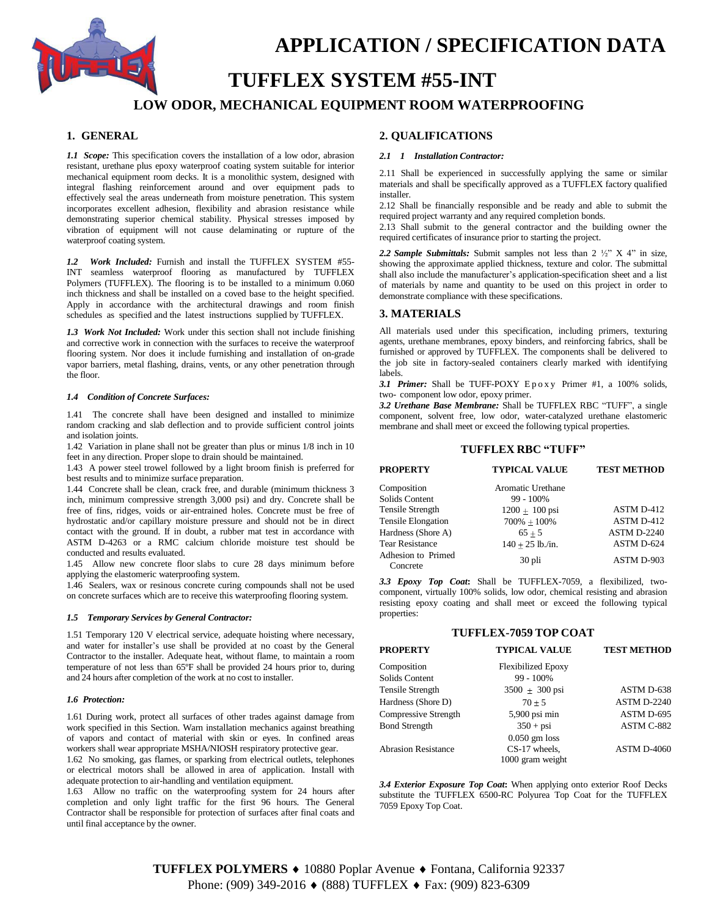# APPLICATION / SPECIFICATION DATA

# TUFFLEX SYSTEM #55-INT

## LOW ODOR, MECHANICAL EQUIPMENT ROOM WATERPROOFING

## 1. GENERAL

***1.1 Scope:*** This specification covers the installation of a low odor, abrasion resistant, urethane plus epoxy waterproof coating system suitable for interior mechanical equipment room decks. It is a monolithic system, designed with integral flashing reinforcement around and over equipment pads to effectively seal the areas underneath from moisture penetration. This system incorporates excellent adhesion, flexibility and abrasion resistance while demonstrating superior chemical stability. Physical stresses imposed by vibration of equipment will not cause delaminating or rupture of the waterproof coating system.

***1.2 Work Included:*** Furnish and install the TUFFLEX SYSTEM #55-INT seamless waterproof flooring as manufactured by TUFFLEX Polymers (TUFFLEX). The flooring is to be installed to a minimum 0.060 inch thickness and shall be installed on a coved base to the height specified. Apply in accordance with the architectural drawings and room finish schedules as specified and the latest instructions supplied by TUFFLEX.

***1.3 Work Not Included:*** Work under this section shall not include finishing and corrective work in connection with the surfaces to receive the waterproof flooring system. Nor does it include furnishing and installation of on-grade vapor barriers, metal flashing, drains, vents, or any other penetration through the floor.

***1.4 Condition of Concrete Surfaces:***

1.41 The concrete shall have been designed and installed to minimize random cracking and slab deflection and to provide sufficient control joints and isolation joints.

1.42 Variation in plane shall not be greater than plus or minus 1/8 inch in 10 feet in any direction. Proper slope to drain should be maintained.

1.43 A power steel trowel followed by a light broom finish is preferred for best results and to minimize surface preparation.

1.44 Concrete shall be clean, crack free, and durable (minimum thickness 3 inch, minimum compressive strength 3,000 psi) and dry. Concrete shall be free of fins, ridges, voids or air-entrained holes. Concrete must be free of hydrostatic and/or capillary moisture pressure and should not be in direct contact with the ground. If in doubt, a rubber mat test in accordance with ASTM D-4263 or a RMC calcium chloride moisture test should be conducted and results evaluated.

1.45 Allow new concrete floor slabs to cure 28 days minimum before applying the elastomeric waterproofing system.

1.46 Sealers, wax or resinous concrete curing compounds shall not be used on concrete surfaces which are to receive this waterproofing flooring system.

***1.5 Temporary Services by General Contractor:***

1.51 Temporary 120 V electrical service, adequate hoisting where necessary, and water for installer's use shall be provided at no coast by the General Contractor to the installer. Adequate heat, without flame, to maintain a room temperature of not less than 65ºF shall be provided 24 hours prior to, during and 24 hours after completion of the work at no cost to installer.

***1.6 Protection:***

1.61 During work, protect all surfaces of other trades against damage from work specified in this Section. Warn installation mechanics against breathing of vapors and contact of material with skin or eyes. In confined areas workers shall wear appropriate MSHA/NIOSH respiratory protective gear.

1.62 No smoking, gas flames, or sparking from electrical outlets, telephones or electrical motors shall be allowed in area of application. Install with adequate protection to air-handling and ventilation equipment.

1.63 Allow no traffic on the waterproofing system for 24 hours after completion and only light traffic for the first 96 hours. The General Contractor shall be responsible for protection of surfaces after final coats and until final acceptance by the owner.

## 2. QUALIFICATIONS

***2.1 1 Installation Contractor:***

2.11 Shall be experienced in successfully applying the same or similar materials and shall be specifically approved as a TUFFLEX factory qualified installer.

2.12 Shall be financially responsible and be ready and able to submit the required project warranty and any required completion bonds.

2.13 Shall submit to the general contractor and the building owner the required certificates of insurance prior to starting the project.

***2.2 Sample Submittals:*** Submit samples not less than 2 ½" X 4" in size, showing the approximate applied thickness, texture and color. The submittal shall also include the manufacturer's application-specification sheet and a list of materials by name and quantity to be used on this project in order to demonstrate compliance with these specifications.

## 3. MATERIALS

All materials used under this specification, including primers, texturing agents, urethane membranes, epoxy binders, and reinforcing fabrics, shall be furnished or approved by TUFFLEX. The components shall be delivered to the job site in factory-sealed containers clearly marked with identifying labels.

***3.1 Primer:*** Shall be TUFF-POXY Epoxy Primer #1, a 100% solids, two- component low odor, epoxy primer.

***3.2 Urethane Base Membrane:*** Shall be TUFFLEX RBC "TUFF", a single component, solvent free, low odor, water-catalyzed urethane elastomeric membrane and shall meet or exceed the following typical properties.

**TUFFLEX RBC "TUFF"**

| PROPERTY | TYPICAL VALUE | TEST METHOD |
|---|---|---|
| Composition | Aromatic Urethane | |
| Solids Content | 99 - 100% | |
| Tensile Strength | 1200 ± 100 psi | ASTM D-412 |
| Tensile Elongation | 700% ± 100% | ASTM D-412 |
| Hardness (Shore A) | 65 ± 5 | ASTM D-2240 |
| Tear Resistance | 140 ± 25 lb./in. | ASTM D-624 |
| Adhesion to Primed Concrete | 30 pli | ASTM D-903 |

***3.3 Epoxy Top Coat:*** Shall be TUFFLEX-7059, a flexibilized, two-component, virtually 100% solids, low odor, chemical resisting and abrasion resisting epoxy coating and shall meet or exceed the following typical properties:

**TUFFLEX-7059 TOP COAT**

| PROPERTY | TYPICAL VALUE | TEST METHOD |
|---|---|---|
| Composition | Flexibilized Epoxy | |
| Solids Content | 99 - 100% | |
| Tensile Strength | 3500 ± 300 psi | ASTM D-638 |
| Hardness (Shore D) | 70 ± 5 | ASTM D-2240 |
| Compressive Strength | 5,900 psi min | ASTM D-695 |
| Bond Strength | 350 + psi | ASTM C-882 |
| Abrasion Resistance | 0.050 gm loss CS-17 wheels, 1000 gram weight | ASTM D-4060 |

***3.4 Exterior Exposure Top Coat:*** When applying onto exterior Roof Decks substitute the TUFFLEX 6500-RC Polyurea Top Coat for the TUFFLEX 7059 Epoxy Top Coat.

**TUFFLEX POLYMERS** ♦ 10880 Poplar Avenue ♦ Fontana, California 92337
Phone: (909) 349-2016 ♦ (888) TUFFLEX ♦ Fax: (909) 823-6309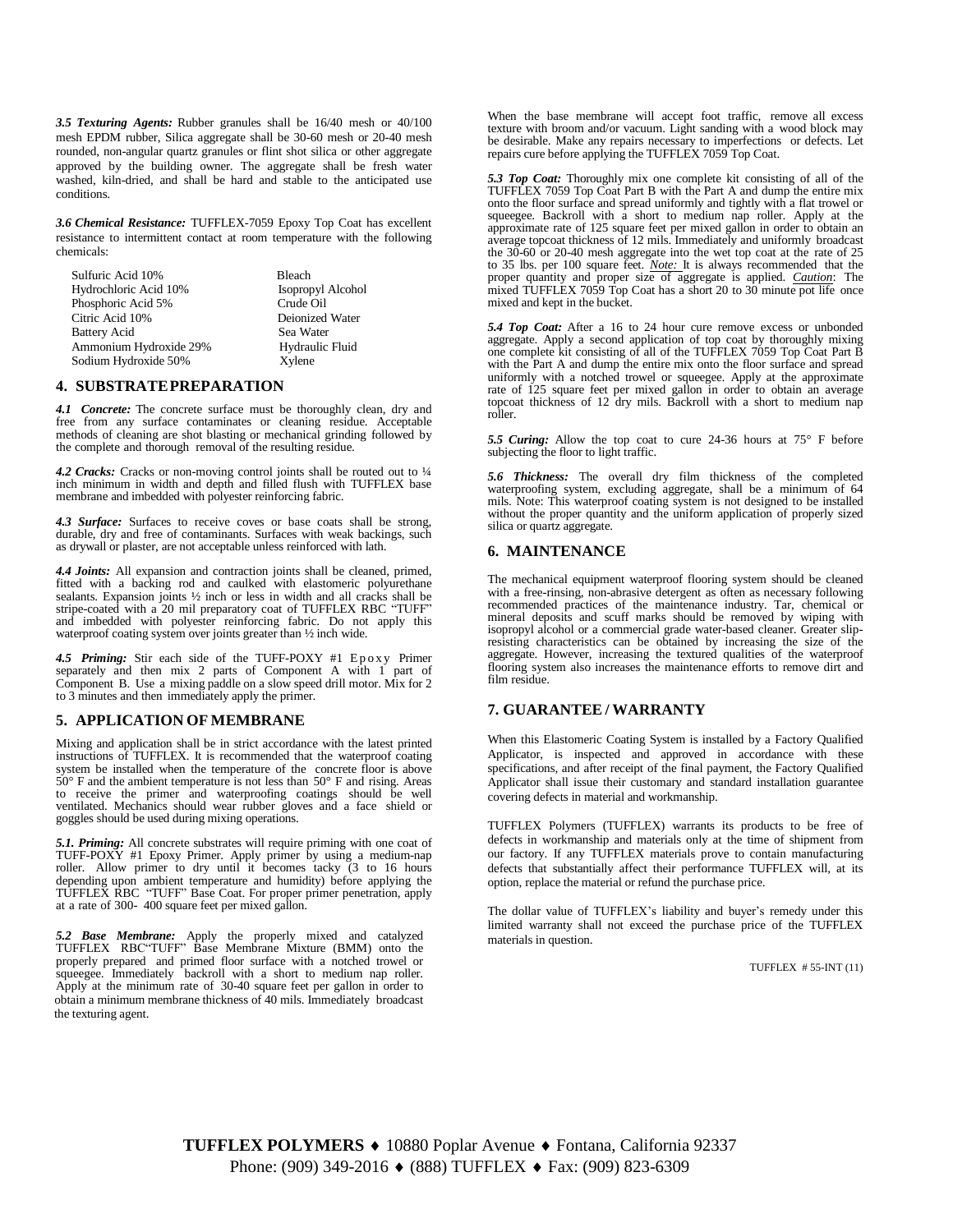***3.5 Texturing Agents:*** Rubber granules shall be 16/40 mesh or 40/100 mesh EPDM rubber, Silica aggregate shall be 30-60 mesh or 20-40 mesh rounded, non-angular quartz granules or flint shot silica or other aggregate approved by the building owner. The aggregate shall be fresh water washed, kiln-dried, and shall be hard and stable to the anticipated use conditions.

***3.6 Chemical Resistance:*** TUFFLEX-7059 Epoxy Top Coat has excellent resistance to intermittent contact at room temperature with the following chemicals:

| | |
|---|---|
| Sulfuric Acid 10% | Bleach |
| Hydrochloric Acid 10% | Isopropyl Alcohol |
| Phosphoric Acid 5% | Crude Oil |
| Citric Acid 10% | Deionized Water |
| Battery Acid | Sea Water |
| Ammonium Hydroxide 29% | Hydraulic Fluid |
| Sodium Hydroxide 50% | Xylene |

## 4. SUBSTRATE PREPARATION

***4.1 Concrete:*** The concrete surface must be thoroughly clean, dry and free from any surface contaminates or cleaning residue. Acceptable methods of cleaning are shot blasting or mechanical grinding followed by the complete and thorough removal of the resulting residue.

***4.2 Cracks:*** Cracks or non-moving control joints shall be routed out to ¼ inch minimum in width and depth and filled flush with TUFFLEX base membrane and imbedded with polyester reinforcing fabric.

***4.3 Surface:*** Surfaces to receive coves or base coats shall be strong, durable, dry and free of contaminants. Surfaces with weak backings, such as drywall or plaster, are not acceptable unless reinforced with lath.

***4.4 Joints:*** All expansion and contraction joints shall be cleaned, primed, fitted with a backing rod and caulked with elastomeric polyurethane sealants. Expansion joints ½ inch or less in width and all cracks shall be stripe-coated with a 20 mil preparatory coat of TUFFLEX RBC "TUFF" and imbedded with polyester reinforcing fabric. Do not apply this waterproof coating system over joints greater than ½ inch wide.

***4.5 Priming:*** Stir each side of the TUFF-POXY #1 Epoxy Primer separately and then mix 2 parts of Component A with 1 part of Component B. Use a mixing paddle on a slow speed drill motor. Mix for 2 to 3 minutes and then immediately apply the primer.

## 5. APPLICATION OF MEMBRANE

Mixing and application shall be in strict accordance with the latest printed instructions of TUFFLEX. It is recommended that the waterproof coating system be installed when the temperature of the concrete floor is above 50° F and the ambient temperature is not less than 50° F and rising. Areas to receive the primer and waterproofing coatings should be well ventilated. Mechanics should wear rubber gloves and a face shield or goggles should be used during mixing operations.

***5.1. Priming:*** All concrete substrates will require priming with one coat of TUFF-POXY #1 Epoxy Primer. Apply primer by using a medium-nap roller. Allow primer to dry until it becomes tacky (3 to 16 hours depending upon ambient temperature and humidity) before applying the TUFFLEX RBC "TUFF" Base Coat. For proper primer penetration, apply at a rate of 300- 400 square feet per mixed gallon.

***5.2 Base Membrane:*** Apply the properly mixed and catalyzed TUFFLEX RBC"TUFF" Base Membrane Mixture (BMM) onto the properly prepared and primed floor surface with a notched trowel or squeegee. Immediately backroll with a short to medium nap roller. Apply at the minimum rate of 30-40 square feet per gallon in order to obtain a minimum membrane thickness of 40 mils. Immediately broadcast the texturing agent.

When the base membrane will accept foot traffic, remove all excess texture with broom and/or vacuum. Light sanding with a wood block may be desirable. Make any repairs necessary to imperfections or defects. Let repairs cure before applying the TUFFLEX 7059 Top Coat.

***5.3 Top Coat:*** Thoroughly mix one complete kit consisting of all of the TUFFLEX 7059 Top Coat Part B with the Part A and dump the entire mix onto the floor surface and spread uniformly and tightly with a flat trowel or squeegee. Backroll with a short to medium nap roller. Apply at the approximate rate of 125 square feet per mixed gallon in order to obtain an average topcoat thickness of 12 mils. Immediately and uniformly broadcast the 30-60 or 20-40 mesh aggregate into the wet top coat at the rate of 25 to 35 lbs. per 100 square feet. *Note:* It is always recommended that the proper quantity and proper size of aggregate is applied. *Caution*: The mixed TUFFLEX 7059 Top Coat has a short 20 to 30 minute pot life once mixed and kept in the bucket.

***5.4 Top Coat:*** After a 16 to 24 hour cure remove excess or unbonded aggregate. Apply a second application of top coat by thoroughly mixing one complete kit consisting of all of the TUFFLEX 7059 Top Coat Part B with the Part A and dump the entire mix onto the floor surface and spread uniformly with a notched trowel or squeegee. Apply at the approximate rate of 125 square feet per mixed gallon in order to obtain an average topcoat thickness of 12 dry mils. Backroll with a short to medium nap roller.

***5.5 Curing:*** Allow the top coat to cure 24-36 hours at 75° F before subjecting the floor to light traffic.

***5.6 Thickness:*** The overall dry film thickness of the completed waterproofing system, excluding aggregate, shall be a minimum of 64 mils. Note: This waterproof coating system is not designed to be installed without the proper quantity and the uniform application of properly sized silica or quartz aggregate.

## 6. MAINTENANCE

The mechanical equipment waterproof flooring system should be cleaned with a free-rinsing, non-abrasive detergent as often as necessary following recommended practices of the maintenance industry. Tar, chemical or mineral deposits and scuff marks should be removed by wiping with isopropyl alcohol or a commercial grade water-based cleaner. Greater slip-resisting characteristics can be obtained by increasing the size of the aggregate. However, increasing the textured qualities of the waterproof flooring system also increases the maintenance efforts to remove dirt and film residue.

## 7. GUARANTEE / WARRANTY

When this Elastomeric Coating System is installed by a Factory Qualified Applicator, is inspected and approved in accordance with these specifications, and after receipt of the final payment, the Factory Qualified Applicator shall issue their customary and standard installation guarantee covering defects in material and workmanship.

TUFFLEX Polymers (TUFFLEX) warrants its products to be free of defects in workmanship and materials only at the time of shipment from our factory. If any TUFFLEX materials prove to contain manufacturing defects that substantially affect their performance TUFFLEX will, at its option, replace the material or refund the purchase price.

The dollar value of TUFFLEX's liability and buyer's remedy under this limited warranty shall not exceed the purchase price of the TUFFLEX materials in question.

TUFFLEX # 55-INT (11)

**TUFFLEX POLYMERS** ♦ 10880 Poplar Avenue ♦ Fontana, California 92337
Phone: (909) 349-2016 ♦ (888) TUFFLEX ♦ Fax: (909) 823-6309